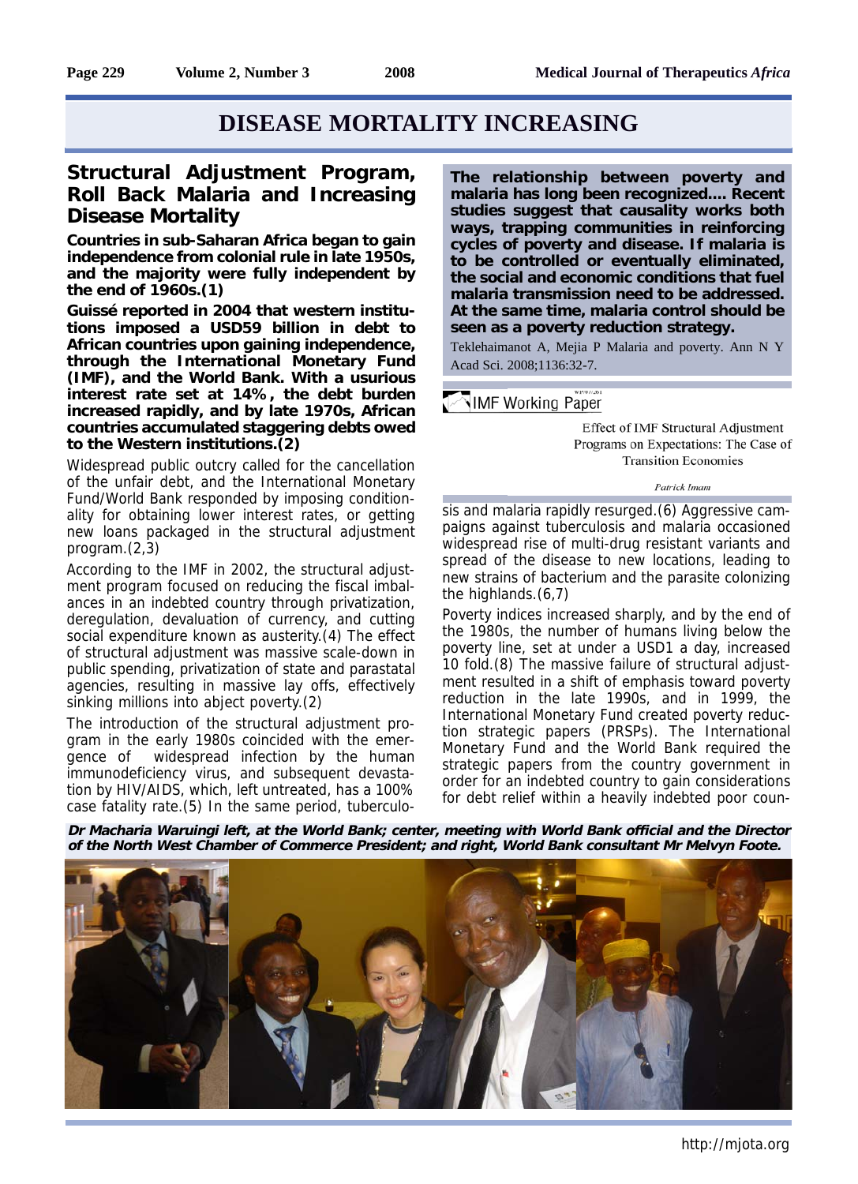# DISEASE MORTALITY INCREASING

## Structural Adjustment Program, Roll Back Malaria and Increasing Disease Mortality

**Countries in sub-Saharan Africa began to gain independence from colonial rule in late 1950s, and the majority were fully independent by the end of 1960s.(1)**

**Guissé reported in 2004 that western institutions imposed a USD59 billion in debt to African countries upon gaining independence, through the International Monetary Fund (IMF), and the World Bank. With a usurious interest rate set at 14%, the debt burden increased rapidly, and by late 1970s, African countries accumulated staggering debts owed to the Western institutions.(2)**

Widespread public outcry called for the cancellation of the unfair debt, and the International Monetary Fund/World Bank responded by imposing conditionality for obtaining lower interest rates, or getting new loans packaged in the structural adjustment program.(2,3)

According to the IMF in 2002, the structural adjustment program focused on reducing the fiscal imbalances in an indebted country through privatization, deregulation, devaluation of currency, and cutting social expenditure known as austerity.(4) The effect of structural adjustment was massive scale-down in public spending, privatization of state and parastatal agencies, resulting in massive lay offs, effectively sinking millions into abject poverty.(2)

The introduction of the structural adjustment program in the early 1980s coincided with the emergence of widespread infection by the human immunodeficiency virus, and subsequent devastation by HIV/AIDS, which, left untreated, has a 100% case fatality rate.(5) In the same period, tuberculosis and malaria rapidly resurged.(6) Aggressive campaigns against tuberculosis and malaria occasioned widespread rise of multi-drug resistant variants and spread of the disease to new locations, leading to new strains of bacterium and the parasite colonizing the highlands.(6,7)

Poverty indices increased sharply, and by the end of the 1980s, the number of humans living below the poverty line, set at under a USD1 a day, increased 10 fold.(8) The massive failure of structural adjustment resulted in a shift of emphasis toward poverty reduction in the late 1990s, and in 1999, the International Monetary Fund created poverty reduction strategic papers (PRSPs). The International Monetary Fund and the World Bank required the strategic papers from the country government in order for an indebted country to gain considerations for debt relief within a heavily indebted poor coun-

> **The relationship between poverty and malaria has long been recognized.... Recent studies suggest that causality works both ways, trapping communities in reinforcing cycles of poverty and disease. If malaria is to be controlled or eventually eliminated, the social and economic conditions that fuel malaria transmission need to be addressed. At the same time, malaria control should be seen as a poverty reduction strategy.**
>
> Teklehaimanot A, Mejia P Malaria and poverty. Ann N Y Acad Sci. 2008;1136:32-7.

IMF Working Paper

Effect of IMF Structural Adjustment Programs on Expectations: The Case of Transition Economies

*Patrick Imam*

***Dr Macharia Waruingi left, at the World Bank; center, meeting with World Bank official and the Director of the North West Chamber of Commerce President; and right, World Bank consultant Mr Melvyn Foote.***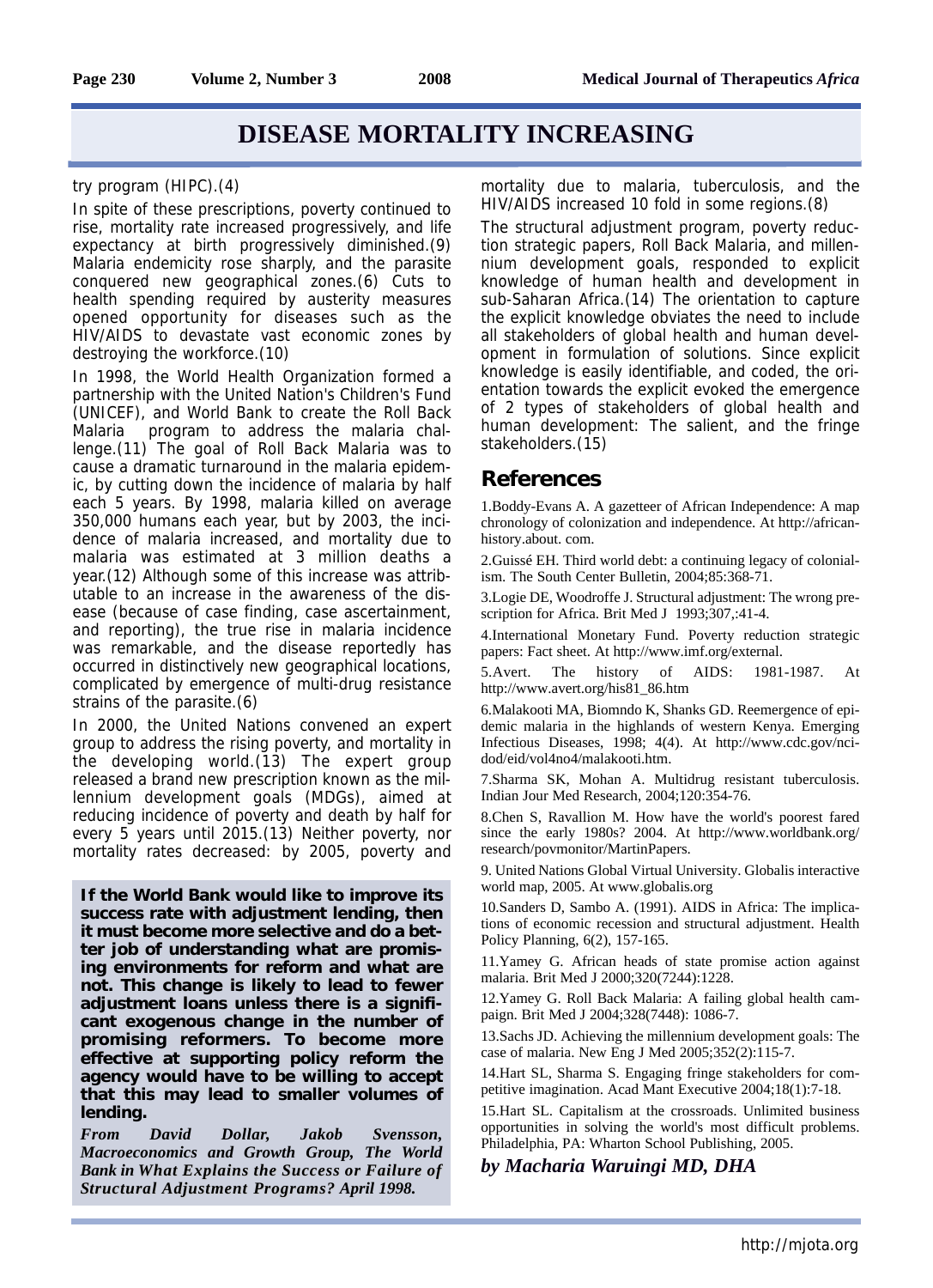# DISEASE MORTALITY INCREASING

try program (HIPC).(4)

In spite of these prescriptions, poverty continued to rise, mortality rate increased progressively, and life expectancy at birth progressively diminished.(9) Malaria endemicity rose sharply, and the parasite conquered new geographical zones.(6) Cuts to health spending required by austerity measures opened opportunity for diseases such as the HIV/AIDS to devastate vast economic zones by destroying the workforce.(10)

In 1998, the World Health Organization formed a partnership with the United Nation's Children's Fund (UNICEF), and World Bank to create the Roll Back Malaria program to address the malaria challenge.(11) The goal of Roll Back Malaria was to cause a dramatic turnaround in the malaria epidemic, by cutting down the incidence of malaria by half each 5 years. By 1998, malaria killed on average 350,000 humans each year, but by 2003, the incidence of malaria increased, and mortality due to malaria was estimated at 3 million deaths a year.(12) Although some of this increase was attributable to an increase in the awareness of the disease (because of case finding, case ascertainment, and reporting), the true rise in malaria incidence was remarkable, and the disease reportedly has occurred in distinctively new geographical locations, complicated by emergence of multi-drug resistance strains of the parasite.(6)

In 2000, the United Nations convened an expert group to address the rising poverty, and mortality in the developing world.(13) The expert group released a brand new prescription known as the millennium development goals (MDGs), aimed at reducing incidence of poverty and death by half for every 5 years until 2015.(13) Neither poverty, nor mortality rates decreased: by 2005, poverty and mortality due to malaria, tuberculosis, and the HIV/AIDS increased 10 fold in some regions.(8)

The structural adjustment program, poverty reduction strategic papers, Roll Back Malaria, and millennium development goals, responded to explicit knowledge of human health and development in sub-Saharan Africa.(14) The orientation to capture the explicit knowledge obviates the need to include all stakeholders of global health and human development in formulation of solutions. Since explicit knowledge is easily identifiable, and coded, the orientation towards the explicit evoked the emergence of 2 types of stakeholders of global health and human development: The salient, and the fringe stakeholders.(15)

**If the World Bank would like to improve its success rate with adjustment lending, then it must become more selective and do a better job of understanding what are promising environments for reform and what are not. This change is likely to lead to fewer adjustment loans unless there is a significant exogenous change in the number of promising reformers. To become more effective at supporting policy reform the agency would have to be willing to accept that this may lead to smaller volumes of lending.**

*From David Dollar, Jakob Svensson, Macroeconomics and Growth Group, The World Bank in What Explains the Success or Failure of Structural Adjustment Programs? April 1998.*

## References

1.Boddy-Evans A. A gazetteer of African Independence: A map chronology of colonization and independence. At http://africanhistory.about. com.

2.Guissé EH. Third world debt: a continuing legacy of colonialism. The South Center Bulletin, 2004;85:368-71.

3.Logie DE, Woodroffe J. Structural adjustment: The wrong prescription for Africa. Brit Med J 1993;307,:41-4.

4.International Monetary Fund. Poverty reduction strategic papers: Fact sheet. At http://www.imf.org/external.

5.Avert. The history of AIDS: 1981-1987. At http://www.avert.org/his81_86.htm

6.Malakooti MA, Biomndo K, Shanks GD. Reemergence of epidemic malaria in the highlands of western Kenya. Emerging Infectious Diseases, 1998; 4(4). At http://www.cdc.gov/ncidod/eid/vol4no4/malakooti.htm.

7.Sharma SK, Mohan A. Multidrug resistant tuberculosis. Indian Jour Med Research, 2004;120:354-76.

8.Chen S, Ravallion M. How have the world's poorest fared since the early 1980s? 2004. At http://www.worldbank.org/research/povmonitor/MartinPapers.

9. United Nations Global Virtual University. Globalis interactive world map, 2005. At www.globalis.org

10.Sanders D, Sambo A. (1991). AIDS in Africa: The implications of economic recession and structural adjustment. Health Policy Planning, 6(2), 157-165.

11.Yamey G. African heads of state promise action against malaria. Brit Med J 2000;320(7244):1228.

12.Yamey G. Roll Back Malaria: A failing global health campaign. Brit Med J 2004;328(7448): 1086-7.

13.Sachs JD. Achieving the millennium development goals: The case of malaria. New Eng J Med 2005;352(2):115-7.

14.Hart SL, Sharma S. Engaging fringe stakeholders for competitive imagination. Acad Mant Executive 2004;18(1):7-18.

15.Hart SL. Capitalism at the crossroads. Unlimited business opportunities in solving the world's most difficult problems. Philadelphia, PA: Wharton School Publishing, 2005.

***by Macharia Waruingi MD, DHA***